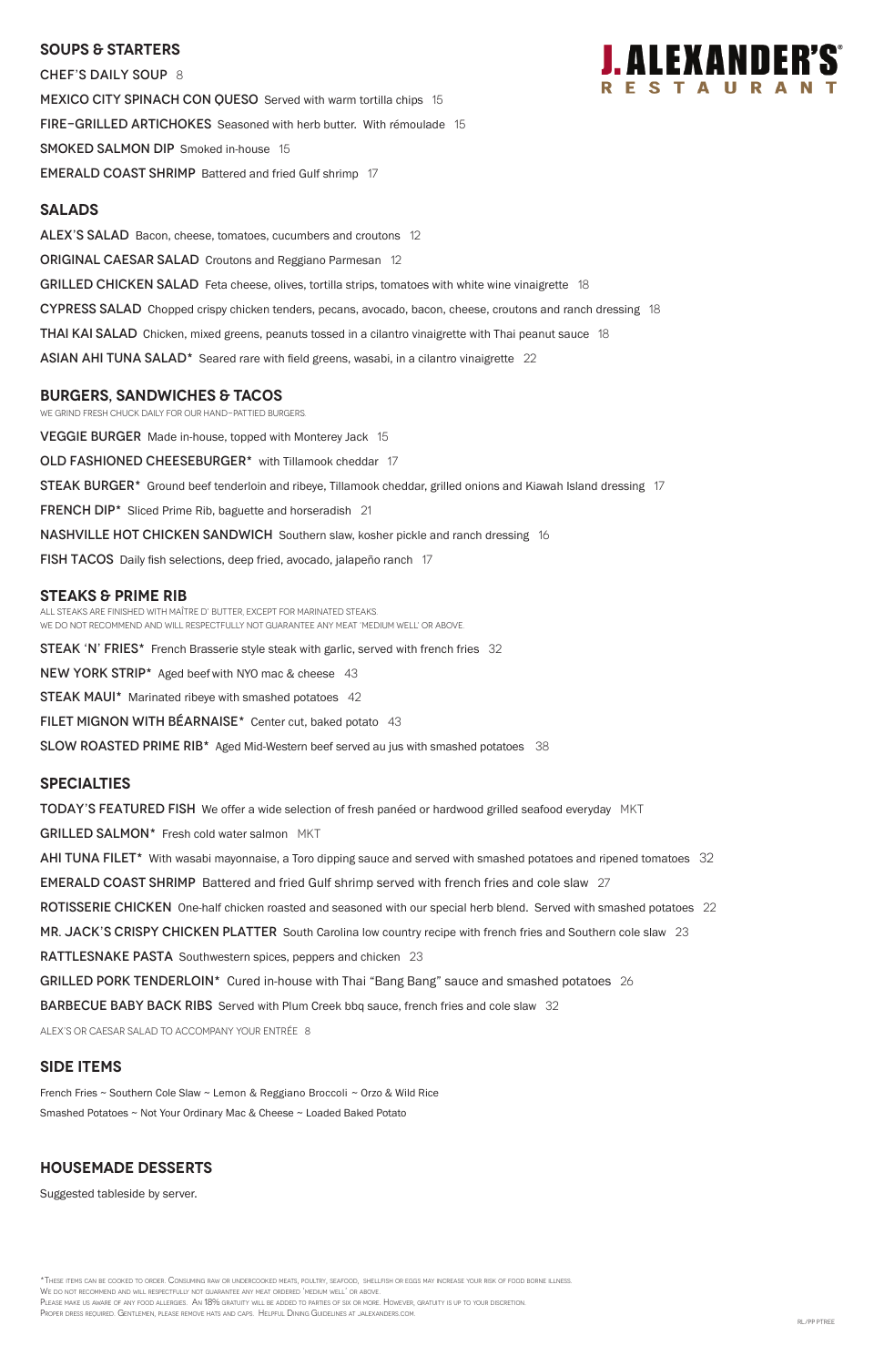# J. ALEXANDER'S RESTAURANT

## SOUPS & STARTERS

**CHEF'S DAILY SOUP** 8

**MEXICO CITY SPINACH CON QUESO** Served with warm tortilla chips 15

**FIRE-GRILLED ARTICHOKES** Seasoned with herb butter. With rémoulade 15

**SMOKED SALMON DIP** Smoked in-house 15

**EMERALD COAST SHRIMP** Battered and fried Gulf shrimp 17

## SALADS

**ALEX'S SALAD** Bacon, cheese, tomatoes, cucumbers and croutons 12

**ORIGINAL CAESAR SALAD** Croutons and Reggiano Parmesan 12

**GRILLED CHICKEN SALAD** Feta cheese, olives, tortilla strips, tomatoes with white wine vinaigrette 18

**CYPRESS SALAD** Chopped crispy chicken tenders, pecans, avocado, bacon, cheese, croutons and ranch dressing 18

**THAI KAI SALAD** Chicken, mixed greens, peanuts tossed in a cilantro vinaigrette with Thai peanut sauce 18

**ASIAN AHI TUNA SALAD*** Seared rare with field greens, wasabi, in a cilantro vinaigrette 22

## BURGERS, SANDWICHES & TACOS

WE GRIND FRESH CHUCK DAILY FOR OUR HAND-PATTIED BURGERS.

**VEGGIE BURGER** Made in-house, topped with Monterey Jack 15

**OLD FASHIONED CHEESEBURGER*** with Tillamook cheddar 17

**STEAK BURGER*** Ground beef tenderloin and ribeye, Tillamook cheddar, grilled onions and Kiawah Island dressing 17

**FRENCH DIP*** Sliced Prime Rib, baguette and horseradish 21

**NASHVILLE HOT CHICKEN SANDWICH** Southern slaw, kosher pickle and ranch dressing 16

**FISH TACOS** Daily fish selections, deep fried, avocado, jalapeño ranch 17

## STEAKS & PRIME RIB

ALL STEAKS ARE FINISHED WITH MAÎTRE D' BUTTER, EXCEPT FOR MARINATED STEAKS.
WE DO NOT RECOMMEND AND WILL RESPECTFULLY NOT GUARANTEE ANY MEAT 'MEDIUM WELL' OR ABOVE.

**STEAK 'N' FRIES*** French Brasserie style steak with garlic, served with french fries 32

**NEW YORK STRIP*** Aged beef with NYO mac & cheese 43

**STEAK MAUI*** Marinated ribeye with smashed potatoes 42

**FILET MIGNON WITH BÉARNAISE*** Center cut, baked potato 43

**SLOW ROASTED PRIME RIB*** Aged Mid-Western beef served au jus with smashed potatoes 38

## SPECIALTIES

**TODAY'S FEATURED FISH** We offer a wide selection of fresh panéed or hardwood grilled seafood everyday MKT

**GRILLED SALMON*** Fresh cold water salmon MKT

**AHI TUNA FILET*** With wasabi mayonnaise, a Toro dipping sauce and served with smashed potatoes and ripened tomatoes 32

**EMERALD COAST SHRIMP** Battered and fried Gulf shrimp served with french fries and cole slaw 27

**ROTISSERIE CHICKEN** One-half chicken roasted and seasoned with our special herb blend. Served with smashed potatoes 22

**MR. JACK'S CRISPY CHICKEN PLATTER** South Carolina low country recipe with french fries and Southern cole slaw 23

**RATTLESNAKE PASTA** Southwestern spices, peppers and chicken 23

**GRILLED PORK TENDERLOIN*** Cured in-house with Thai "Bang Bang" sauce and smashed potatoes 26

**BARBECUE BABY BACK RIBS** Served with Plum Creek bbq sauce, french fries and cole slaw 32

ALEX'S OR CAESAR SALAD TO ACCOMPANY YOUR ENTRÉE 8

## SIDE ITEMS

French Fries ~ Southern Cole Slaw ~ Lemon & Reggiano Broccoli ~ Orzo & Wild Rice
Smashed Potatoes ~ Not Your Ordinary Mac & Cheese ~ Loaded Baked Potato

## HOUSEMADE DESSERTS

Suggested tableside by server.

*These items can be cooked to order. Consuming raw or undercooked meats, poultry, seafood, shellfish or eggs may increase your risk of food borne illness.
We do not recommend and will respectfully not guarantee any meat ordered 'medium well' or above.
Please make us aware of any food allergies. An 18% gratuity will be added to parties of six or more. However, gratuity is up to your discretion.
Proper dress required. Gentlemen, please remove hats and caps. Helpful Dining Guidelines at jalexanders.com.

RL/PP PTREE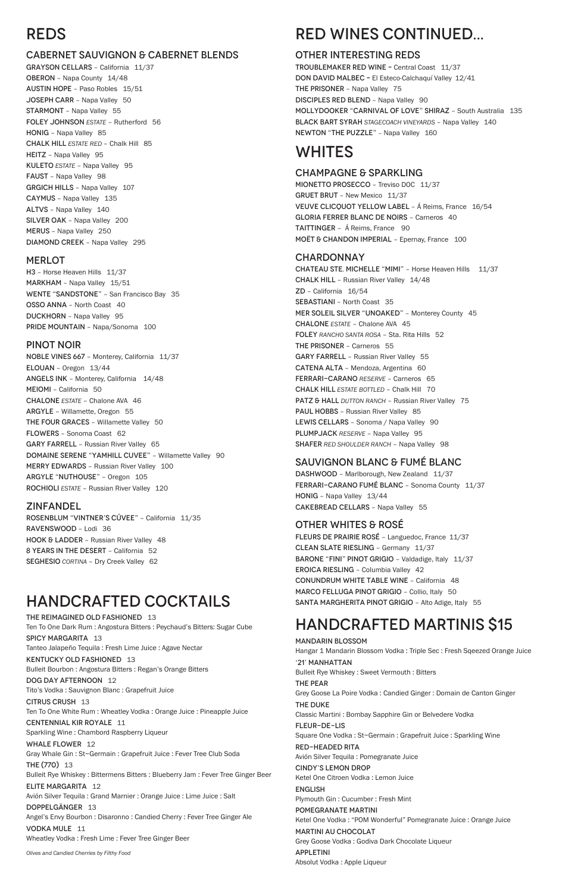# REDS

## CABERNET SAUVIGNON & CABERNET BLENDS

GRAYSON CELLARS – California 11/37
OBERON – Napa County 14/48
AUSTIN HOPE – Paso Robles 15/51
JOSEPH CARR – Napa Valley 50
STARMONT – Napa Valley 55
FOLEY JOHNSON *ESTATE* – Rutherford 56
HONIG – Napa Valley 85
CHALK HILL *ESTATE RED* – Chalk Hill 85
HEITZ – Napa Valley 95
KULETO *ESTATE* – Napa Valley 95
FAUST – Napa Valley 98
GRGICH HILLS – Napa Valley 107
CAYMUS – Napa Valley 135
ALTVS – Napa Valley 140
SILVER OAK – Napa Valley 200
MERUS – Napa Valley 250
DIAMOND CREEK – Napa Valley 295

## MERLOT

H3 – Horse Heaven Hills 11/37
MARKHAM – Napa Valley 15/51
WENTE "SANDSTONE" – San Francisco Bay 35
OSSO ANNA – North Coast 40
DUCKHORN – Napa Valley 95
PRIDE MOUNTAIN – Napa/Sonoma 100

## PINOT NOIR

NOBLE VINES 667 – Monterey, California 11/37
ELOUAN – Oregon 13/44
ANGELS INK – Monterey, California 14/48
MEIOMI – California 50
CHALONE *ESTATE* – Chalone AVA 46
ARGYLE – Willamette, Oregon 55
THE FOUR GRACES – Willamette Valley 50
FLOWERS – Sonoma Coast 62
GARY FARRELL – Russian River Valley 65
DOMAINE SERENE "YAMHILL CUVEE" – Willamette Valley 90
MERRY EDWARDS – Russian River Valley 100
ARGYLE "NUTHOUSE" – Oregon 105
ROCHIOLI *ESTATE* – Russian River Valley 120

## ZINFANDEL

ROSENBLUM "VINTNER'S CÚVEE" – California 11/35
RAVENSWOOD – Lodi 36
HOOK & LADDER – Russian River Valley 48
8 YEARS IN THE DESERT – California 52
SEGHESIO *CORTINA* – Dry Creek Valley 62

# HANDCRAFTED COCKTAILS

THE REIMAGINED OLD FASHIONED 13
Ten To One Dark Rum : Angostura Bitters : Peychaud's Bitters: Sugar Cube

SPICY MARGARITA 13
Tanteo Jalapeño Tequila : Fresh Lime Juice : Agave Nectar

KENTUCKY OLD FASHIONED 13
Bulleit Bourbon : Angostura Bitters : Regan's Orange Bitters

DOG DAY AFTERNOON 12
Tito's Vodka : Sauvignon Blanc : Grapefruit Juice

CITRUS CRUSH 13
Ten To One White Rum : Wheatley Vodka : Orange Juice : Pineapple Juice

CENTENNIAL KIR ROYALE 11
Sparkling Wine : Chambord Raspberry Liqueur

WHALE FLOWER 12
Gray Whale Gin : St~Germain : Grapefruit Juice : Fever Tree Club Soda

THE (770) 13
Bulleit Rye Whiskey : Bittermens Bitters : Blueberry Jam : Fever Tree Ginger Beer

ELITE MARGARITA 12
Avión Silver Tequila : Grand Marnier : Orange Juice : Lime Juice : Salt

DOPPELGÄNGER 13
Angel's Envy Bourbon : Disaronno : Candied Cherry : Fever Tree Ginger Ale

VODKA MULE 11
Wheatley Vodka : Fresh Lime : Fever Tree Ginger Beer

*Olives and Candied Cherries by Filthy Food*

# RED WINES CONTINUED...

## OTHER INTERESTING REDS

TROUBLEMAKER RED WINE – Central Coast 11/37
DON DAVID MALBEC – El Esteco-Calchaquí Valley 12/41
THE PRISONER – Napa Valley 75
DISCIPLES RED BLEND – Napa Valley 90
MOLLYDOOKER "CARNIVAL OF LOVE" SHIRAZ – South Australia 135
BLACK BART SYRAH *STAGECOACH VINEYARDS* – Napa Valley 140
NEWTON "THE PUZZLE" – Napa Valley 160

# WHITES

## CHAMPAGNE & SPARKLING

MIONETTO PROSECCO – Treviso DOC 11/37
GRUET BRUT – New Mexico 11/37
VEUVE CLICQUOT YELLOW LABEL – Á Reims, France 16/54
GLORIA FERRER BLANC DE NOIRS – Carneros 40
TAITTINGER – Á Reims, France 90
MOËT & CHANDON IMPERIAL – Epernay, France 100

## CHARDONNAY

CHATEAU STE. MICHELLE "MIMI" – Horse Heaven Hills 11/37
CHALK HILL – Russian River Valley 14/48
ZD – California 16/54
SEBASTIANI – North Coast 35
MER SOLEIL SILVER "UNOAKED" – Monterey County 45
CHALONE *ESTATE* – Chalone AVA 45
FOLEY *RANCHO SANTA ROSA* – Sta. Rita Hills 52
THE PRISONER – Carneros 55
GARY FARRELL – Russian River Valley 55
CATENA ALTA – Mendoza, Argentina 60
FERRARI–CARANO *RESERVE* – Carneros 65
CHALK HILL *ESTATE BOTTLED* – Chalk Hill 70
PATZ & HALL *DUTTON RANCH* – Russian River Valley 75
PAUL HOBBS – Russian River Valley 85
LEWIS CELLARS – Sonoma / Napa Valley 90
PLUMPJACK *RESERVE* – Napa Valley 95
SHAFER *RED SHOULDER RANCH* – Napa Valley 98

## SAUVIGNON BLANC & FUMÉ BLANC

DASHWOOD – Marlborough, New Zealand 11/37
FERRARI–CARANO FUMÉ BLANC – Sonoma County 11/37
HONIG – Napa Valley 13/44
CAKEBREAD CELLARS – Napa Valley 55

## OTHER WHITES & ROSÉ

FLEURS DE PRAIRIE ROSÉ – Languedoc, France 11/37
CLEAN SLATE RIESLING – Germany 11/37
BARONE "FINI" PINOT GRIGIO – Valdadige, Italy 11/37
EROICA RIESLING – Columbia Valley 42
CONUNDRUM WHITE TABLE WINE – California 48
MARCO FELLUGA PINOT GRIGIO – Collio, Italy 50
SANTA MARGHERITA PINOT GRIGIO – Alto Adige, Italy 55

# HANDCRAFTED MARTINIS $15

MANDARIN BLOSSOM
Hangar 1 Mandarin Blossom Vodka : Triple Sec : Fresh Sqeezed Orange Juice

'21' MANHATTAN
Bulleit Rye Whiskey : Sweet Vermouth : Bitters

THE PEAR
Grey Goose La Poire Vodka : Candied Ginger : Domain de Canton Ginger

THE DUKE
Classic Martini : Bombay Sapphire Gin or Belvedere Vodka

FLEUR–DE–LIS
Square One Vodka : St~Germain : Grapefruit Juice : Sparkling Wine

RED–HEADED RITA
Avión Silver Tequila : Pomegranate Juice

CINDY'S LEMON DROP
Ketel One Citroen Vodka : Lemon Juice

ENGLISH
Plymouth Gin : Cucumber : Fresh Mint

POMEGRANATE MARTINI
Ketel One Vodka : "POM Wonderful" Pomegranate Juice : Orange Juice

MARTINI AU CHOCOLAT
Grey Goose Vodka : Godiva Dark Chocolate Liqueur

APPLETINI
Absolut Vodka : Apple Liqueur